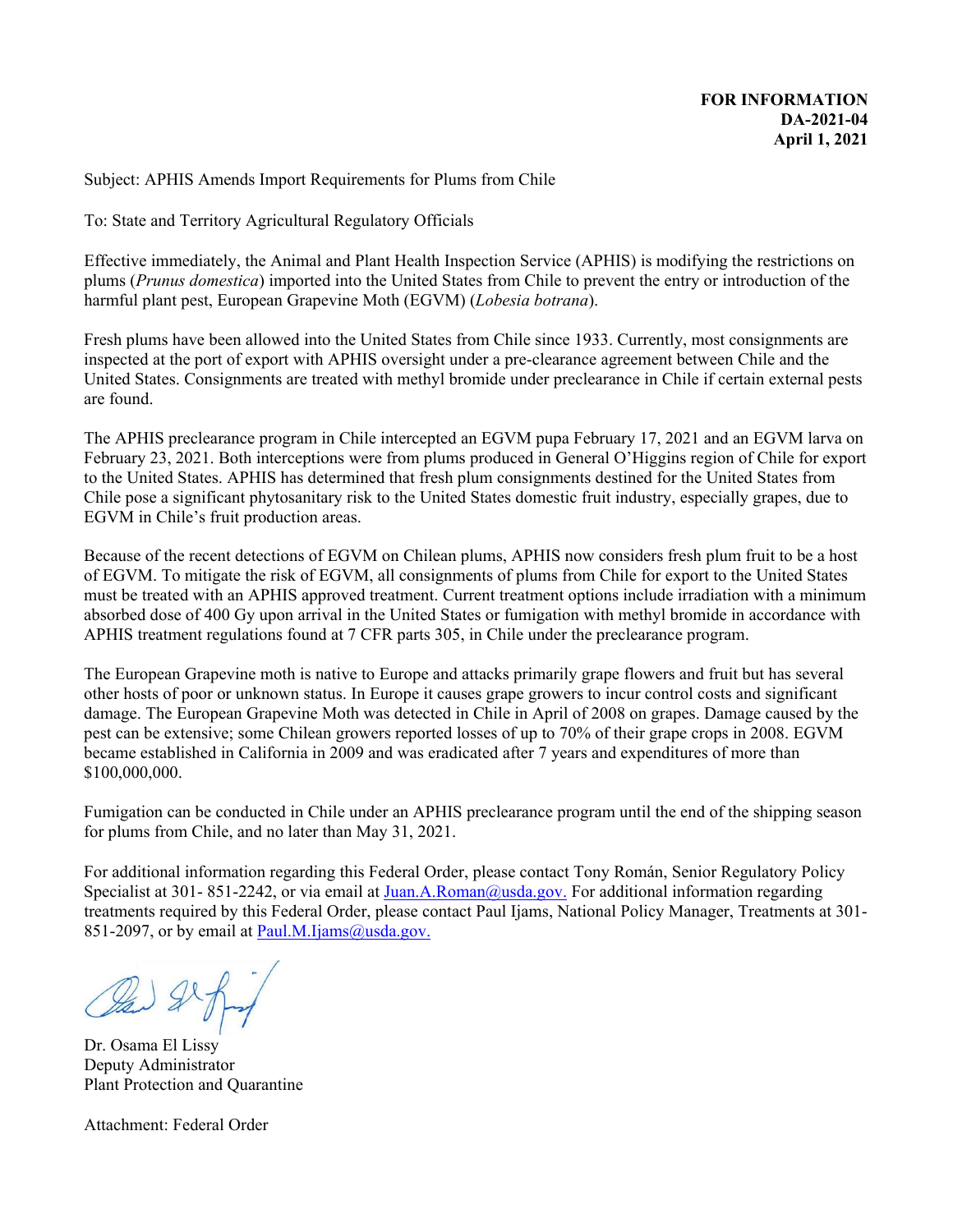**FOR INFORMATION**
**DA-2021-04**
**April 1, 2021**

Subject: APHIS Amends Import Requirements for Plums from Chile

To: State and Territory Agricultural Regulatory Officials

Effective immediately, the Animal and Plant Health Inspection Service (APHIS) is modifying the restrictions on plums (*Prunus domestica*) imported into the United States from Chile to prevent the entry or introduction of the harmful plant pest, European Grapevine Moth (EGVM) (*Lobesia botrana*).

Fresh plums have been allowed into the United States from Chile since 1933. Currently, most consignments are inspected at the port of export with APHIS oversight under a pre-clearance agreement between Chile and the United States. Consignments are treated with methyl bromide under preclearance in Chile if certain external pests are found.

The APHIS preclearance program in Chile intercepted an EGVM pupa February 17, 2021 and an EGVM larva on February 23, 2021. Both interceptions were from plums produced in General O'Higgins region of Chile for export to the United States. APHIS has determined that fresh plum consignments destined for the United States from Chile pose a significant phytosanitary risk to the United States domestic fruit industry, especially grapes, due to EGVM in Chile's fruit production areas.

Because of the recent detections of EGVM on Chilean plums, APHIS now considers fresh plum fruit to be a host of EGVM. To mitigate the risk of EGVM, all consignments of plums from Chile for export to the United States must be treated with an APHIS approved treatment. Current treatment options include irradiation with a minimum absorbed dose of 400 Gy upon arrival in the United States or fumigation with methyl bromide in accordance with APHIS treatment regulations found at 7 CFR parts 305, in Chile under the preclearance program.

The European Grapevine moth is native to Europe and attacks primarily grape flowers and fruit but has several other hosts of poor or unknown status. In Europe it causes grape growers to incur control costs and significant damage. The European Grapevine Moth was detected in Chile in April of 2008 on grapes. Damage caused by the pest can be extensive; some Chilean growers reported losses of up to 70% of their grape crops in 2008. EGVM became established in California in 2009 and was eradicated after 7 years and expenditures of more than $100,000,000.

Fumigation can be conducted in Chile under an APHIS preclearance program until the end of the shipping season for plums from Chile, and no later than May 31, 2021.

For additional information regarding this Federal Order, please contact Tony Román, Senior Regulatory Policy Specialist at 301- 851-2242, or via email at Juan.A.Roman@usda.gov. For additional information regarding treatments required by this Federal Order, please contact Paul Ijams, National Policy Manager, Treatments at 301-851-2097, or by email at Paul.M.Ijams@usda.gov.

Dr. Osama El Lissy
Deputy Administrator
Plant Protection and Quarantine

Attachment: Federal Order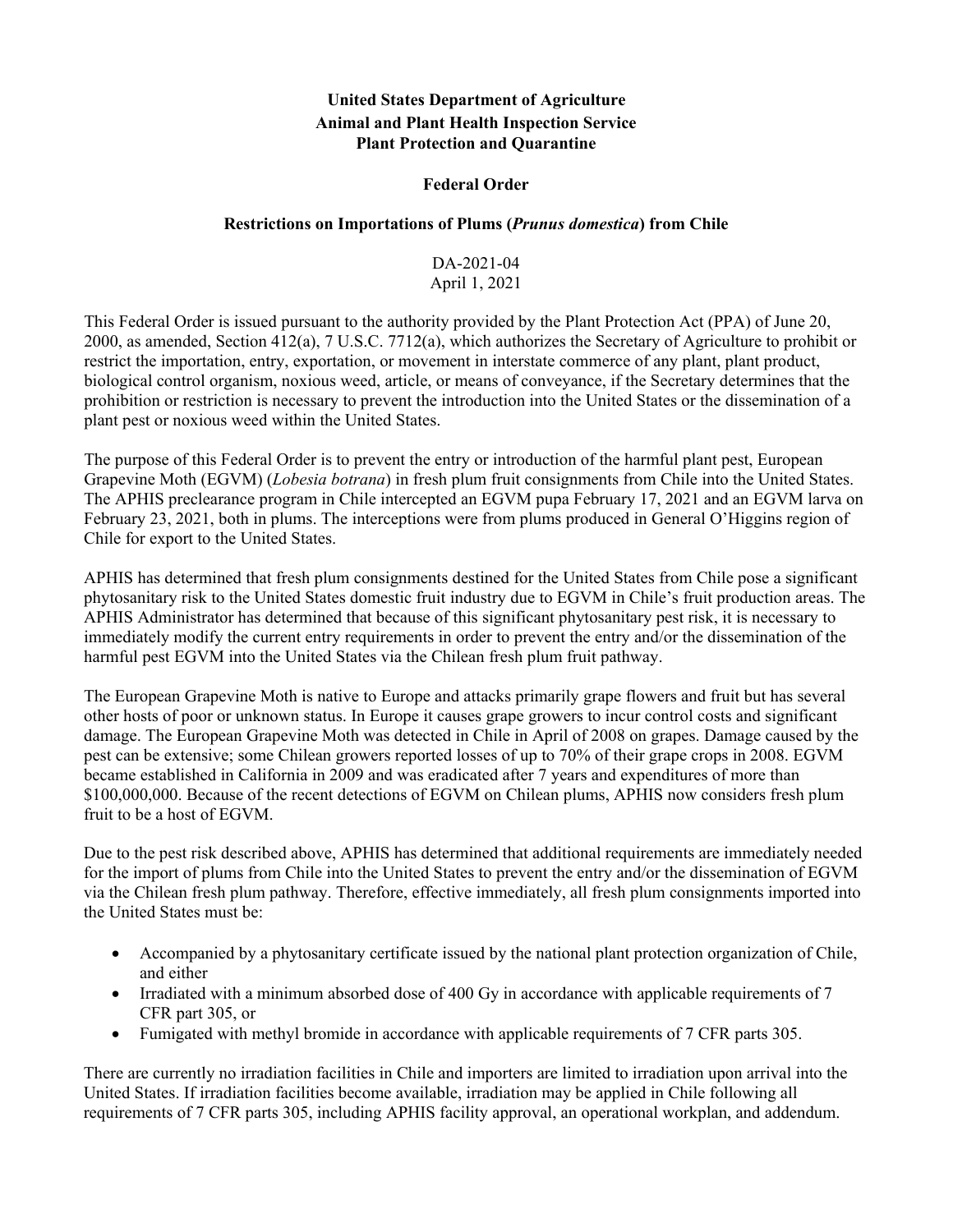**United States Department of Agriculture**
**Animal and Plant Health Inspection Service**
**Plant Protection and Quarantine**

**Federal Order**

**Restrictions on Importations of Plums (*Prunus domestica*) from Chile**

DA-2021-04
April 1, 2021

This Federal Order is issued pursuant to the authority provided by the Plant Protection Act (PPA) of June 20, 2000, as amended, Section 412(a), 7 U.S.C. 7712(a), which authorizes the Secretary of Agriculture to prohibit or restrict the importation, entry, exportation, or movement in interstate commerce of any plant, plant product, biological control organism, noxious weed, article, or means of conveyance, if the Secretary determines that the prohibition or restriction is necessary to prevent the introduction into the United States or the dissemination of a plant pest or noxious weed within the United States.

The purpose of this Federal Order is to prevent the entry or introduction of the harmful plant pest, European Grapevine Moth (EGVM) (*Lobesia botrana*) in fresh plum fruit consignments from Chile into the United States. The APHIS preclearance program in Chile intercepted an EGVM pupa February 17, 2021 and an EGVM larva on February 23, 2021, both in plums. The interceptions were from plums produced in General O'Higgins region of Chile for export to the United States.

APHIS has determined that fresh plum consignments destined for the United States from Chile pose a significant phytosanitary risk to the United States domestic fruit industry due to EGVM in Chile's fruit production areas. The APHIS Administrator has determined that because of this significant phytosanitary pest risk, it is necessary to immediately modify the current entry requirements in order to prevent the entry and/or the dissemination of the harmful pest EGVM into the United States via the Chilean fresh plum fruit pathway.

The European Grapevine Moth is native to Europe and attacks primarily grape flowers and fruit but has several other hosts of poor or unknown status. In Europe it causes grape growers to incur control costs and significant damage. The European Grapevine Moth was detected in Chile in April of 2008 on grapes. Damage caused by the pest can be extensive; some Chilean growers reported losses of up to 70% of their grape crops in 2008. EGVM became established in California in 2009 and was eradicated after 7 years and expenditures of more than $100,000,000. Because of the recent detections of EGVM on Chilean plums, APHIS now considers fresh plum fruit to be a host of EGVM.

Due to the pest risk described above, APHIS has determined that additional requirements are immediately needed for the import of plums from Chile into the United States to prevent the entry and/or the dissemination of EGVM via the Chilean fresh plum pathway. Therefore, effective immediately, all fresh plum consignments imported into the United States must be:

- Accompanied by a phytosanitary certificate issued by the national plant protection organization of Chile, and either
- Irradiated with a minimum absorbed dose of 400 Gy in accordance with applicable requirements of 7 CFR part 305, or
- Fumigated with methyl bromide in accordance with applicable requirements of 7 CFR parts 305.

There are currently no irradiation facilities in Chile and importers are limited to irradiation upon arrival into the United States. If irradiation facilities become available, irradiation may be applied in Chile following all requirements of 7 CFR parts 305, including APHIS facility approval, an operational workplan, and addendum.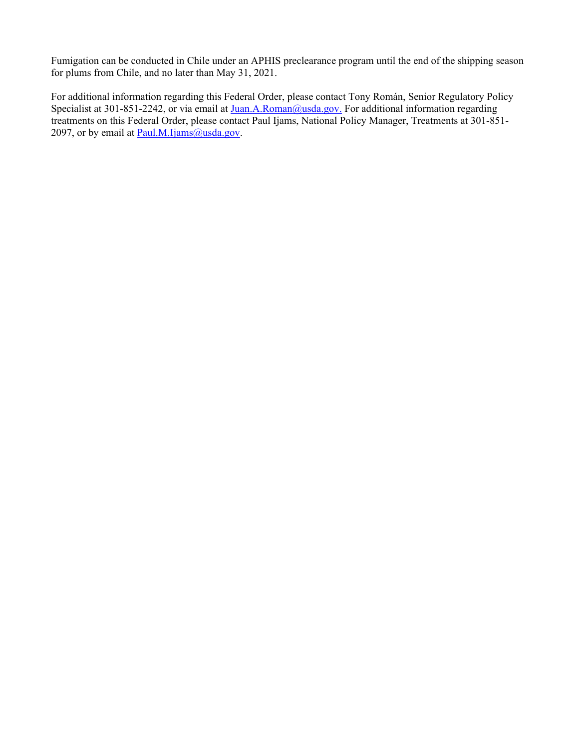Fumigation can be conducted in Chile under an APHIS preclearance program until the end of the shipping season for plums from Chile, and no later than May 31, 2021.

For additional information regarding this Federal Order, please contact Tony Román, Senior Regulatory Policy Specialist at 301-851-2242, or via email at Juan.A.Roman@usda.gov. For additional information regarding treatments on this Federal Order, please contact Paul Ijams, National Policy Manager, Treatments at 301-851-2097, or by email at Paul.M.Ijams@usda.gov.